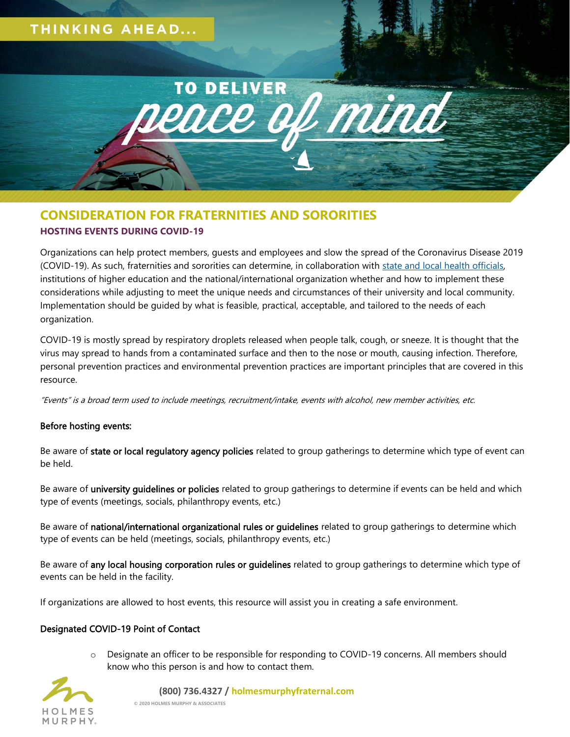THINKING AHEAD...

TO DELIVER *peace of mind*

# CONSIDERATION FOR FRATERNITIES AND SORORITIES

## HOSTING EVENTS DURING COVID-19

Organizations can help protect members, guests and employees and slow the spread of the Coronavirus Disease 2019 (COVID-19). As such, fraternities and sororities can determine, in collaboration with [state and local health officials](), institutions of higher education and the national/international organization whether and how to implement these considerations while adjusting to meet the unique needs and circumstances of their university and local community. Implementation should be guided by what is feasible, practical, acceptable, and tailored to the needs of each organization.

COVID-19 is mostly spread by respiratory droplets released when people talk, cough, or sneeze. It is thought that the virus may spread to hands from a contaminated surface and then to the nose or mouth, causing infection. Therefore, personal prevention practices and environmental prevention practices are important principles that are covered in this resource.

*"Events" is a broad term used to include meetings, recruitment/intake, events with alcohol, new member activities, etc.*

### Before hosting events:

Be aware of **state or local regulatory agency policies** related to group gatherings to determine which type of event can be held.

Be aware of **university guidelines or policies** related to group gatherings to determine if events can be held and which type of events (meetings, socials, philanthropy events, etc.)

Be aware of **national/international organizational rules or guidelines** related to group gatherings to determine which type of events can be held (meetings, socials, philanthropy events, etc.)

Be aware of **any local housing corporation rules or guidelines** related to group gatherings to determine which type of events can be held in the facility.

If organizations are allowed to host events, this resource will assist you in creating a safe environment.

### Designated COVID-19 Point of Contact

- Designate an officer to be responsible for responding to COVID-19 concerns. All members should know who this person is and how to contact them.

(800) 736.4327 / holmesmurphyfraternal.com

© 2020 HOLMES MURPHY & ASSOCIATES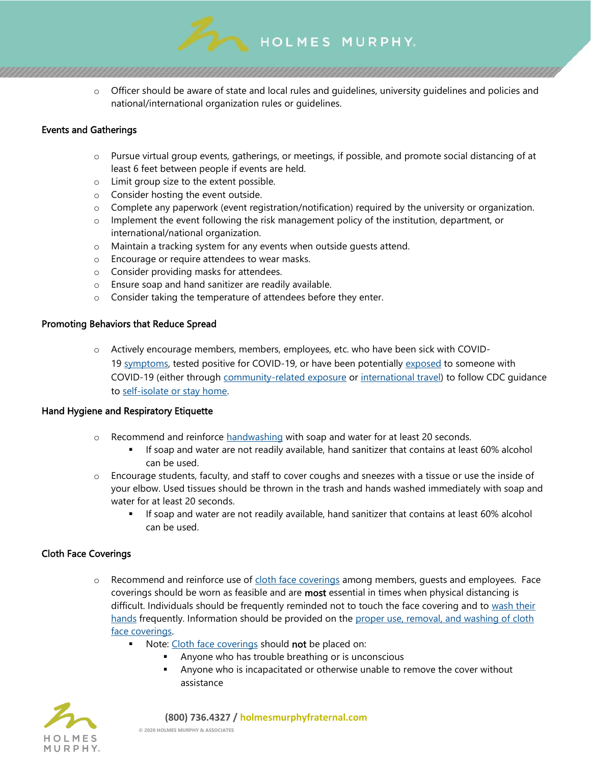- Officer should be aware of state and local rules and guidelines, university guidelines and policies and national/international organization rules or guidelines.

### Events and Gatherings

- Pursue virtual group events, gatherings, or meetings, if possible, and promote social distancing of at least 6 feet between people if events are held.
- Limit group size to the extent possible.
- Consider hosting the event outside.
- Complete any paperwork (event registration/notification) required by the university or organization.
- Implement the event following the risk management policy of the institution, department, or international/national organization.
- Maintain a tracking system for any events when outside guests attend.
- Encourage or require attendees to wear masks.
- Consider providing masks for attendees.
- Ensure soap and hand sanitizer are readily available.
- Consider taking the temperature of attendees before they enter.

### Promoting Behaviors that Reduce Spread

- Actively encourage members, members, employees, etc. who have been sick with COVID-19 symptoms, tested positive for COVID-19, or have been potentially exposed to someone with COVID-19 (either through community-related exposure or international travel) to follow CDC guidance to self-isolate or stay home.

### Hand Hygiene and Respiratory Etiquette

- Recommend and reinforce handwashing with soap and water for at least 20 seconds.
  - If soap and water are not readily available, hand sanitizer that contains at least 60% alcohol can be used.
- Encourage students, faculty, and staff to cover coughs and sneezes with a tissue or use the inside of your elbow. Used tissues should be thrown in the trash and hands washed immediately with soap and water for at least 20 seconds.
  - If soap and water are not readily available, hand sanitizer that contains at least 60% alcohol can be used.

### Cloth Face Coverings

- Recommend and reinforce use of cloth face coverings among members, guests and employees. Face coverings should be worn as feasible and are **most** essential in times when physical distancing is difficult. Individuals should be frequently reminded not to touch the face covering and to wash their hands frequently. Information should be provided on the proper use, removal, and washing of cloth face coverings.
  - Note: Cloth face coverings should **not** be placed on:
    - Anyone who has trouble breathing or is unconscious
    - Anyone who is incapacitated or otherwise unable to remove the cover without assistance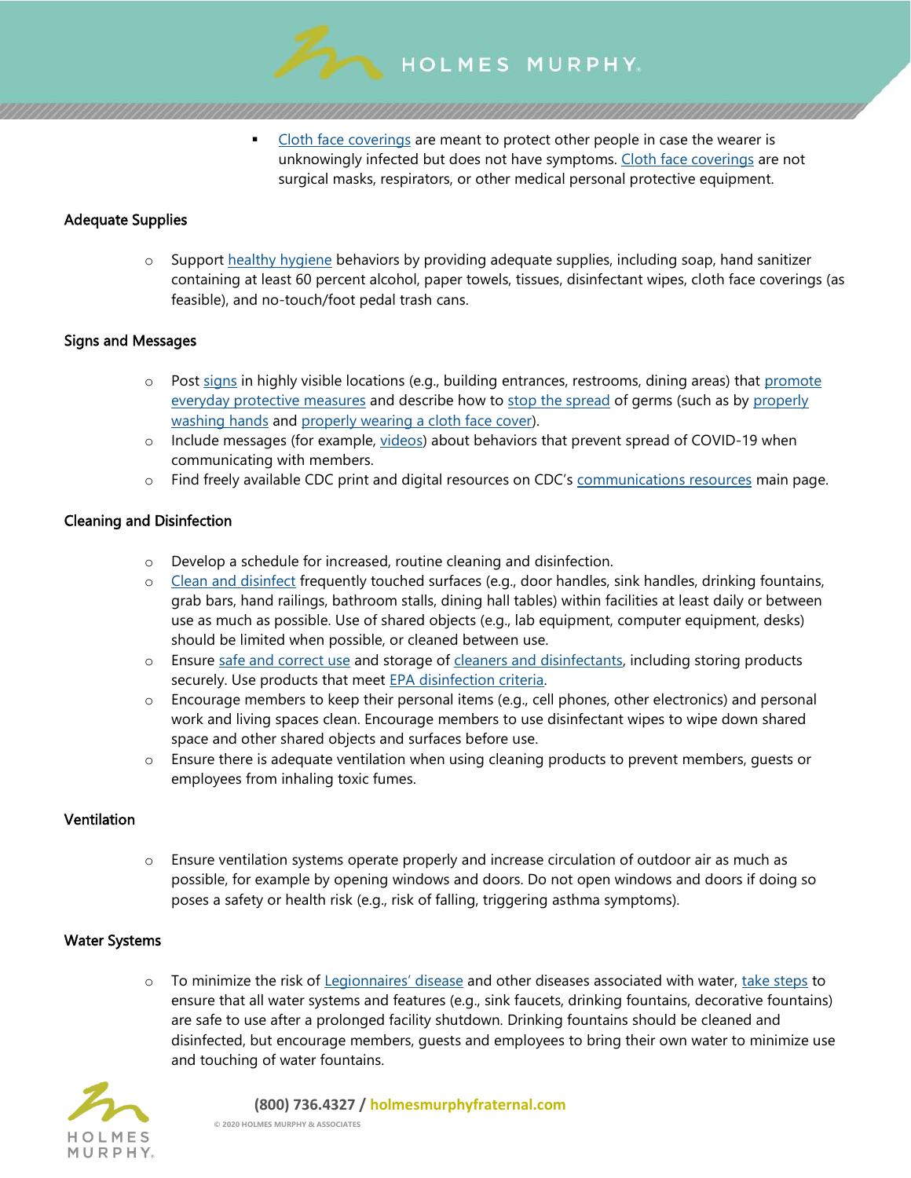- Cloth face coverings are meant to protect other people in case the wearer is unknowingly infected but does not have symptoms. Cloth face coverings are not surgical masks, respirators, or other medical personal protective equipment.

### Adequate Supplies

- Support healthy hygiene behaviors by providing adequate supplies, including soap, hand sanitizer containing at least 60 percent alcohol, paper towels, tissues, disinfectant wipes, cloth face coverings (as feasible), and no-touch/foot pedal trash cans.

### Signs and Messages

- Post signs in highly visible locations (e.g., building entrances, restrooms, dining areas) that promote everyday protective measures and describe how to stop the spread of germs (such as by properly washing hands and properly wearing a cloth face cover).
- Include messages (for example, videos) about behaviors that prevent spread of COVID-19 when communicating with members.
- Find freely available CDC print and digital resources on CDC's communications resources main page.

### Cleaning and Disinfection

- Develop a schedule for increased, routine cleaning and disinfection.
- Clean and disinfect frequently touched surfaces (e.g., door handles, sink handles, drinking fountains, grab bars, hand railings, bathroom stalls, dining hall tables) within facilities at least daily or between use as much as possible. Use of shared objects (e.g., lab equipment, computer equipment, desks) should be limited when possible, or cleaned between use.
- Ensure safe and correct use and storage of cleaners and disinfectants, including storing products securely. Use products that meet EPA disinfection criteria.
- Encourage members to keep their personal items (e.g., cell phones, other electronics) and personal work and living spaces clean. Encourage members to use disinfectant wipes to wipe down shared space and other shared objects and surfaces before use.
- Ensure there is adequate ventilation when using cleaning products to prevent members, guests or employees from inhaling toxic fumes.

### Ventilation

- Ensure ventilation systems operate properly and increase circulation of outdoor air as much as possible, for example by opening windows and doors. Do not open windows and doors if doing so poses a safety or health risk (e.g., risk of falling, triggering asthma symptoms).

### Water Systems

- To minimize the risk of Legionnaires' disease and other diseases associated with water, take steps to ensure that all water systems and features (e.g., sink faucets, drinking fountains, decorative fountains) are safe to use after a prolonged facility shutdown. Drinking fountains should be cleaned and disinfected, but encourage members, guests and employees to bring their own water to minimize use and touching of water fountains.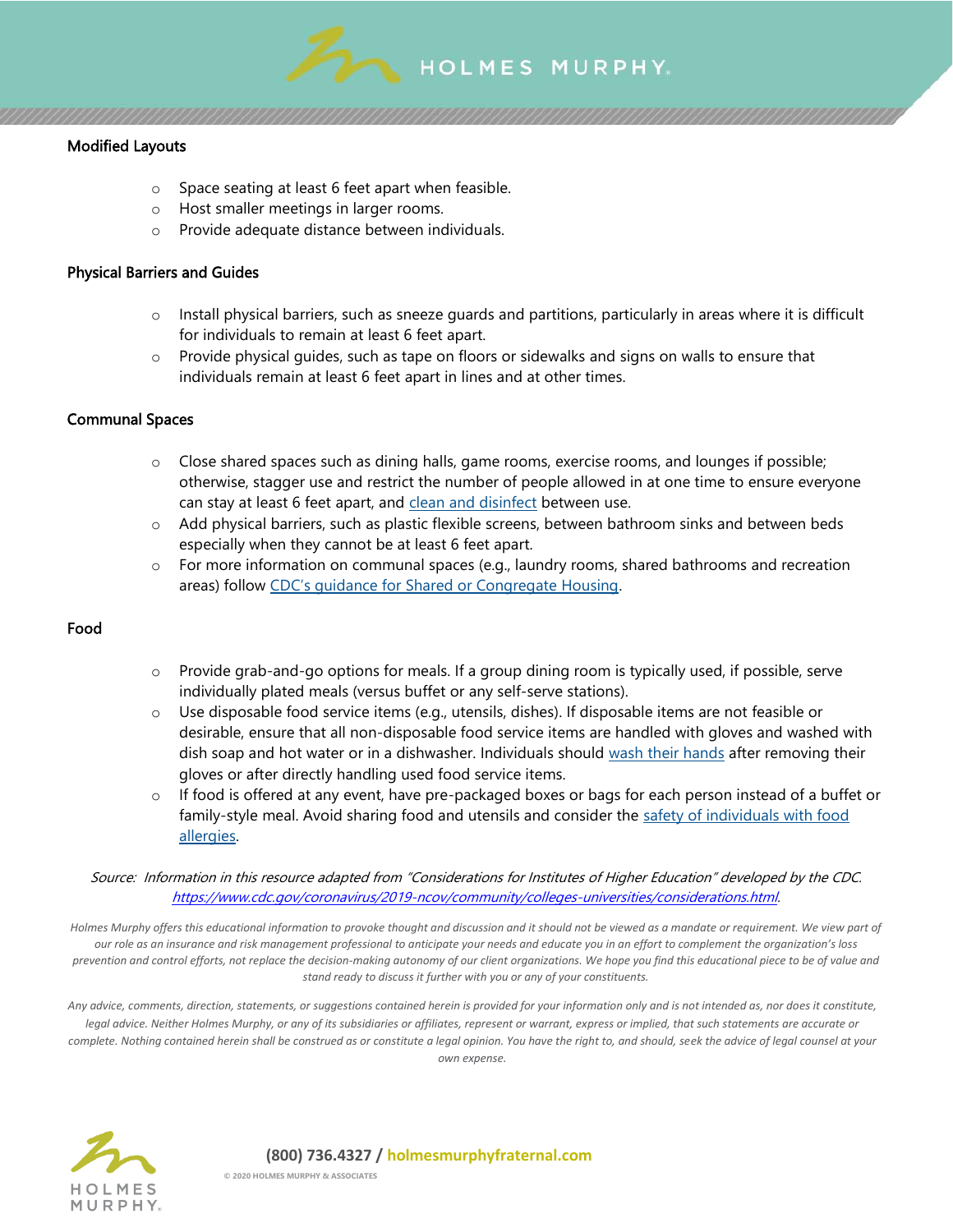### Modified Layouts

- Space seating at least 6 feet apart when feasible.
- Host smaller meetings in larger rooms.
- Provide adequate distance between individuals.

### Physical Barriers and Guides

- Install physical barriers, such as sneeze guards and partitions, particularly in areas where it is difficult for individuals to remain at least 6 feet apart.
- Provide physical guides, such as tape on floors or sidewalks and signs on walls to ensure that individuals remain at least 6 feet apart in lines and at other times.

### Communal Spaces

- Close shared spaces such as dining halls, game rooms, exercise rooms, and lounges if possible; otherwise, stagger use and restrict the number of people allowed in at one time to ensure everyone can stay at least 6 feet apart, and clean and disinfect between use.
- Add physical barriers, such as plastic flexible screens, between bathroom sinks and between beds especially when they cannot be at least 6 feet apart.
- For more information on communal spaces (e.g., laundry rooms, shared bathrooms and recreation areas) follow CDC's guidance for Shared or Congregate Housing.

### Food

- Provide grab-and-go options for meals. If a group dining room is typically used, if possible, serve individually plated meals (versus buffet or any self-serve stations).
- Use disposable food service items (e.g., utensils, dishes). If disposable items are not feasible or desirable, ensure that all non-disposable food service items are handled with gloves and washed with dish soap and hot water or in a dishwasher. Individuals should wash their hands after removing their gloves or after directly handling used food service items.
- If food is offered at any event, have pre-packaged boxes or bags for each person instead of a buffet or family-style meal. Avoid sharing food and utensils and consider the safety of individuals with food allergies.

*Source: Information in this resource adapted from "Considerations for Institutes of Higher Education" developed by the CDC. https://www.cdc.gov/coronavirus/2019-ncov/community/colleges-universities/considerations.html.*

*Holmes Murphy offers this educational information to provoke thought and discussion and it should not be viewed as a mandate or requirement. We view part of our role as an insurance and risk management professional to anticipate your needs and educate you in an effort to complement the organization's loss prevention and control efforts, not replace the decision-making autonomy of our client organizations. We hope you find this educational piece to be of value and stand ready to discuss it further with you or any of your constituents.*

*Any advice, comments, direction, statements, or suggestions contained herein is provided for your information only and is not intended as, nor does it constitute, legal advice. Neither Holmes Murphy, or any of its subsidiaries or affiliates, represent or warrant, express or implied, that such statements are accurate or complete. Nothing contained herein shall be construed as or constitute a legal opinion. You have the right to, and should, seek the advice of legal counsel at your own expense.*

**(800) 736.4327 / holmesmurphyfraternal.com**

© 2020 HOLMES MURPHY & ASSOCIATES